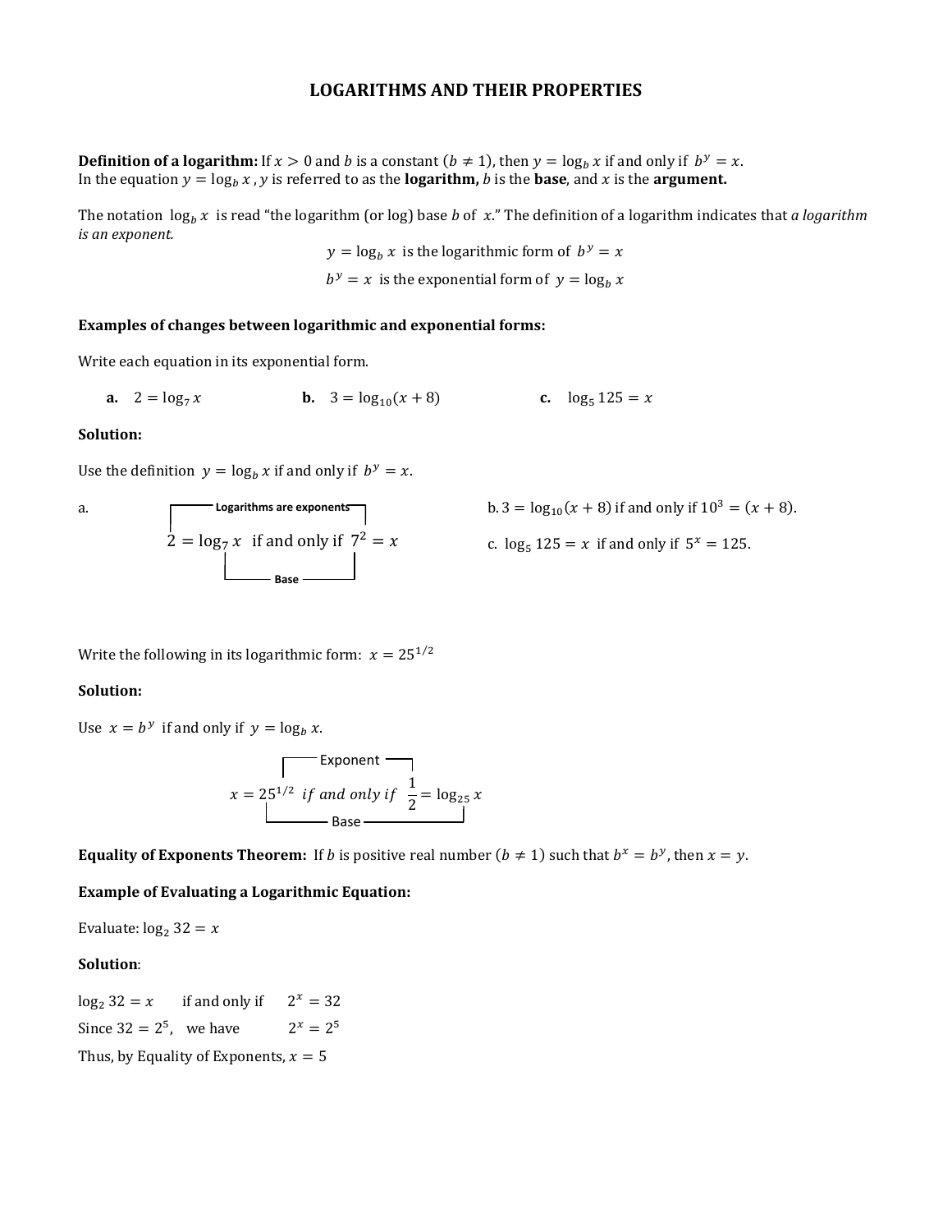# LOGARITHMS AND THEIR PROPERTIES

**Definition of a logarithm:** If $x > 0$ and $b$ is a constant $(b \neq 1)$, then $y = \log_b x$ if and only if $b^y = x$.
In the equation $y = \log_b x$ , $y$ is referred to as the **logarithm,** $b$ is the **base**, and $x$ is the **argument.**

The notation $\log_b x$ is read "the logarithm (or log) base $b$ of $x$." The definition of a logarithm indicates that *a logarithm is an exponent.*

$$y = \log_b x \text{ is the logarithmic form of } b^y = x$$

$$b^y = x \text{ is the exponential form of } y = \log_b x$$

**Examples of changes between logarithmic and exponential forms:**

Write each equation in its exponential form.

**a.** $2 = \log_7 x$ **b.** $3 = \log_{10}(x + 8)$ **c.** $\log_5 125 = x$

**Solution:**

Use the definition $y = \log_b x$ if and only if $b^y = x$.

a. (Logarithms are exponents; Base)

$$2 = \log_7 x \text{ if and only if } 7^2 = x$$

b. $3 = \log_{10}(x + 8)$ if and only if $10^3 = (x + 8)$.

c. $\log_5 125 = x$ if and only if $5^x = 125$.

Write the following in its logarithmic form: $x = 25^{1/2}$

**Solution:**

Use $x = b^y$ if and only if $y = \log_b x$.

(Exponent; Base)

$$x = 25^{1/2} \textit{ if and only if } \frac{1}{2} = \log_{25} x$$

**Equality of Exponents Theorem:** If $b$ is positive real number $(b \neq 1)$ such that $b^x = b^y$, then $x = y$.

**Example of Evaluating a Logarithmic Equation:**

Evaluate: $\log_2 32 = x$

**Solution**:

$\log_2 32 = x$ if and only if $2^x = 32$

Since $32 = 2^5$, we have $2^x = 2^5$

Thus, by Equality of Exponents, $x = 5$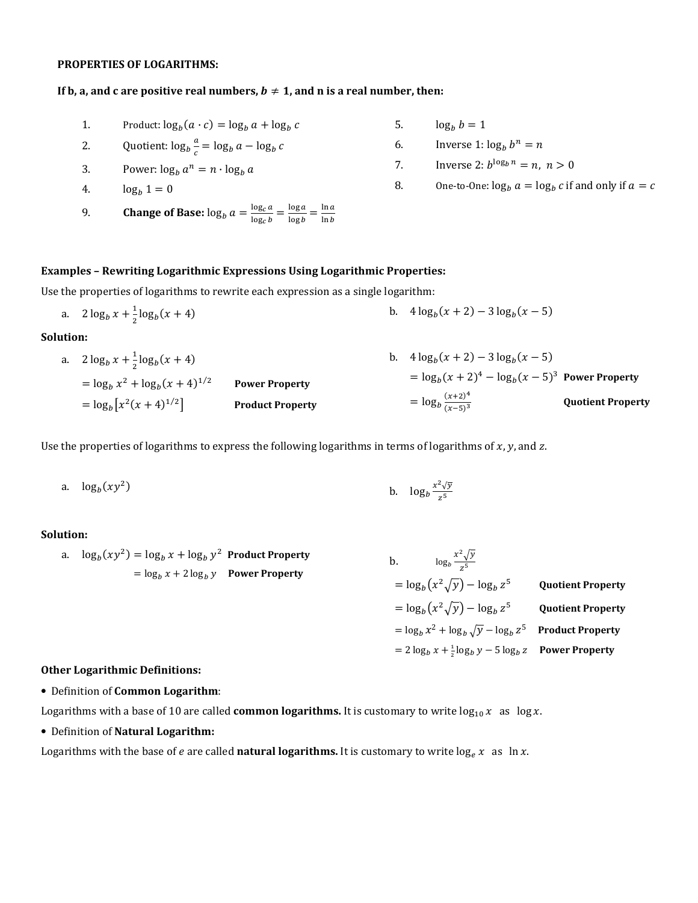**PROPERTIES OF LOGARITHMS:**

**If b, a, and c are positive real numbers, $b \neq 1$, and n is a real number, then:**

1. Product: $\log_b(a \cdot c) = \log_b a + \log_b c$
2. Quotient: $\log_b \frac{a}{c} = \log_b a - \log_b c$
3. Power: $\log_b a^n = n \cdot \log_b a$
4. $\log_b 1 = 0$
5. $\log_b b = 1$
6. Inverse 1: $\log_b b^n = n$
7. Inverse 2: $b^{\log_b n} = n,\ n > 0$
8. One-to-One: $\log_b a = \log_b c$ if and only if $a = c$
9. **Change of Base:** $\log_b a = \frac{\log_c a}{\log_c b} = \frac{\log a}{\log b} = \frac{\ln a}{\ln b}$

**Examples – Rewriting Logarithmic Expressions Using Logarithmic Properties:**

Use the properties of logarithms to rewrite each expression as a single logarithm:

a. $2\log_b x + \frac{1}{2}\log_b(x+4)$

b. $4\log_b(x+2) - 3\log_b(x-5)$

**Solution:**

a. $2\log_b x + \frac{1}{2}\log_b(x+4)$

$= \log_b x^2 + \log_b(x+4)^{1/2}$ **Power Property**

$= \log_b\left[x^2(x+4)^{1/2}\right]$ **Product Property**

b. $4\log_b(x+2) - 3\log_b(x-5)$

$= \log_b(x+2)^4 - \log_b(x-5)^3$ **Power Property**

$= \log_b \frac{(x+2)^4}{(x-5)^3}$ **Quotient Property**

Use the properties of logarithms to express the following logarithms in terms of logarithms of $x$, $y$, and $z$.

a. $\log_b(xy^2)$

b. $\log_b \frac{x^2\sqrt{y}}{z^5}$

**Solution:**

a. $\log_b(xy^2) = \log_b x + \log_b y^2$ **Product Property**

$= \log_b x + 2\log_b y$ **Power Property**

b. $\log_b \frac{x^2\sqrt{y}}{z^5}$

$= \log_b\left(x^2\sqrt{y}\right) - \log_b z^5$ **Quotient Property**

$= \log_b\left(x^2\sqrt{y}\right) - \log_b z^5$ **Quotient Property**

$= \log_b x^2 + \log_b \sqrt{y} - \log_b z^5$ **Product Property**

$= 2\log_b x + \frac{1}{2}\log_b y - 5\log_b z$ **Power Property**

**Other Logarithmic Definitions:**

- Definition of **Common Logarithm**:

Logarithms with a base of 10 are called **common logarithms.** It is customary to write $\log_{10} x$ as $\log x$.

- Definition of **Natural Logarithm:**

Logarithms with the base of $e$ are called **natural logarithms.** It is customary to write $\log_e x$ as $\ln x$.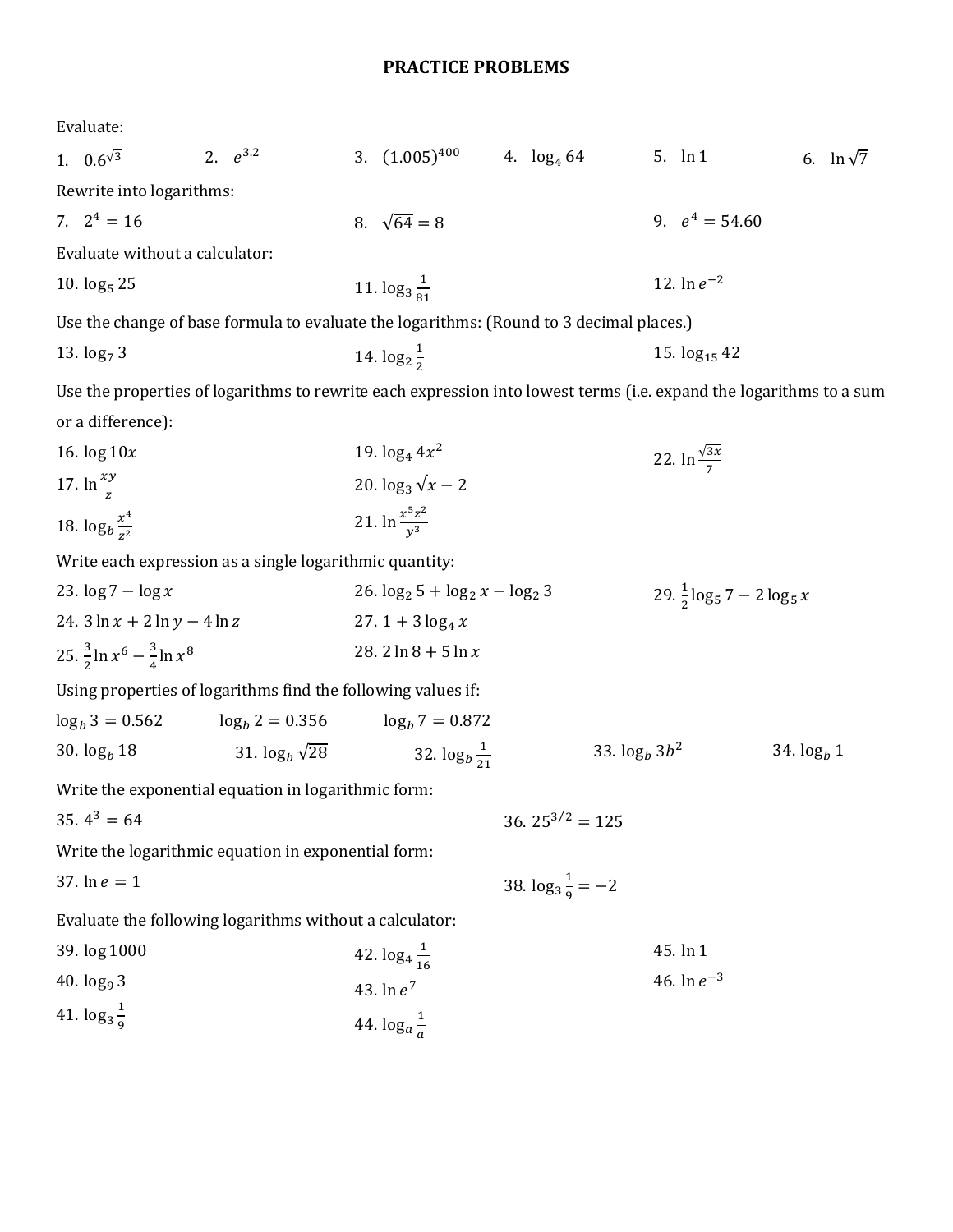# PRACTICE PROBLEMS

Evaluate:

1. $0.6^{\sqrt{3}}$
2. $e^{3.2}$
3. $(1.005)^{400}$
4. $\log_4 64$
5. $\ln 1$
6. $\ln \sqrt{7}$

Rewrite into logarithms:

7. $2^4 = 16$
8. $\sqrt{64} = 8$
9. $e^4 = 54.60$

Evaluate without a calculator:

10. $\log_5 25$
11. $\log_3 \frac{1}{81}$
12. $\ln e^{-2}$

Use the change of base formula to evaluate the logarithms: (Round to 3 decimal places.)

13. $\log_7 3$
14. $\log_2 \frac{1}{2}$
15. $\log_{15} 42$

Use the properties of logarithms to rewrite each expression into lowest terms (i.e. expand the logarithms to a sum or a difference):

16. $\log 10x$
17. $\ln \frac{xy}{z}$
18. $\log_b \frac{x^4}{z^2}$
19. $\log_4 4x^2$
20. $\log_3 \sqrt{x-2}$
21. $\ln \frac{x^5 z^2}{y^3}$
22. $\ln \frac{\sqrt{3x}}{7}$

Write each expression as a single logarithmic quantity:

23. $\log 7 - \log x$
24. $3\ln x + 2\ln y - 4\ln z$
25. $\frac{3}{2}\ln x^6 - \frac{3}{4}\ln x^8$
26. $\log_2 5 + \log_2 x - \log_2 3$
27. $1 + 3\log_4 x$
28. $2\ln 8 + 5\ln x$
29. $\frac{1}{2}\log_5 7 - 2\log_5 x$

Using properties of logarithms find the following values if:

$\log_b 3 = 0.562$ $\log_b 2 = 0.356$ $\log_b 7 = 0.872$

30. $\log_b 18$
31. $\log_b \sqrt{28}$
32. $\log_b \frac{1}{21}$
33. $\log_b 3b^2$
34. $\log_b 1$

Write the exponential equation in logarithmic form:

35. $4^3 = 64$
36. $25^{3/2} = 125$

Write the logarithmic equation in exponential form:

37. $\ln e = 1$
38. $\log_3 \frac{1}{9} = -2$

Evaluate the following logarithms without a calculator:

39. $\log 1000$
40. $\log_9 3$
41. $\log_3 \frac{1}{9}$
42. $\log_4 \frac{1}{16}$
43. $\ln e^7$
44. $\log_a \frac{1}{a}$
45. $\ln 1$
46. $\ln e^{-3}$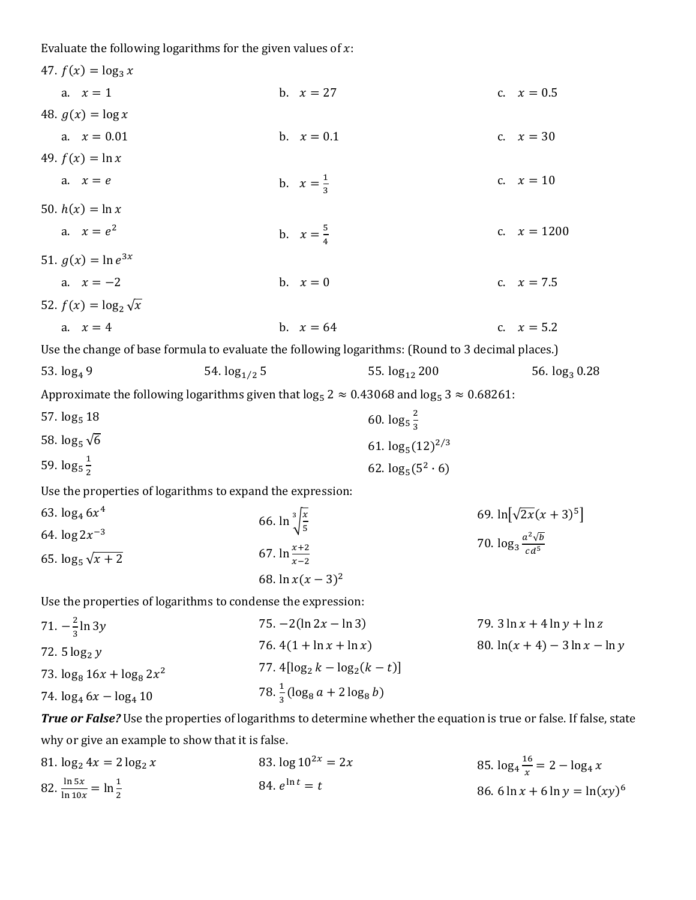Evaluate the following logarithms for the given values of $x$:

47. $f(x) = \log_3 x$

  a. $x = 1$  b. $x = 27$  c. $x = 0.5$

48. $g(x) = \log x$

  a. $x = 0.01$  b. $x = 0.1$  c. $x = 30$

49. $f(x) = \ln x$

  a. $x = e$  b. $x = \frac{1}{3}$  c. $x = 10$

50. $h(x) = \ln x$

  a. $x = e^2$  b. $x = \frac{5}{4}$  c. $x = 1200$

51. $g(x) = \ln e^{3x}$

  a. $x = -2$  b. $x = 0$  c. $x = 7.5$

52. $f(x) = \log_2 \sqrt{x}$

  a. $x = 4$  b. $x = 64$  c. $x = 5.2$

Use the change of base formula to evaluate the following logarithms: (Round to 3 decimal places.)

53. $\log_4 9$

54. $\log_{1/2} 5$

55. $\log_{12} 200$

56. $\log_3 0.28$

Approximate the following logarithms given that $\log_5 2 \approx 0.43068$ and $\log_5 3 \approx 0.68261$:

57. $\log_5 18$

58. $\log_5 \sqrt{6}$

59. $\log_5 \frac{1}{2}$

60. $\log_5 \frac{2}{3}$

61. $\log_5 (12)^{2/3}$

62. $\log_5 (5^2 \cdot 6)$

Use the properties of logarithms to expand the expression:

63. $\log_4 6x^4$

64. $\log 2x^{-3}$

65. $\log_5 \sqrt{x+2}$

66. $\ln \sqrt[3]{\frac{x}{5}}$

67. $\ln \frac{x+2}{x-2}$

68. $\ln x(x-3)^2$

69. $\ln\left[\sqrt{2x}(x+3)^5\right]$

70. $\log_3 \frac{a^2\sqrt{b}}{cd^5}$

Use the properties of logarithms to condense the expression:

71. $-\frac{2}{3}\ln 3y$

72. $5\log_2 y$

73. $\log_8 16x + \log_8 2x^2$

74. $\log_4 6x - \log_4 10$

75. $-2(\ln 2x - \ln 3)$

76. $4(1 + \ln x + \ln x)$

77. $4[\log_2 k - \log_2 (k-t)]$

78. $\frac{1}{3}(\log_8 a + 2\log_8 b)$

79. $3\ln x + 4\ln y + \ln z$

80. $\ln(x+4) - 3\ln x - \ln y$

***True or False?*** Use the properties of logarithms to determine whether the equation is true or false. If false, state why or give an example to show that it is false.

81. $\log_2 4x = 2\log_2 x$

82. $\frac{\ln 5x}{\ln 10x} = \ln \frac{1}{2}$

83. $\log 10^{2x} = 2x$

84. $e^{\ln t} = t$

85. $\log_4 \frac{16}{x} = 2 - \log_4 x$

86. $6\ln x + 6\ln y = \ln(xy)^6$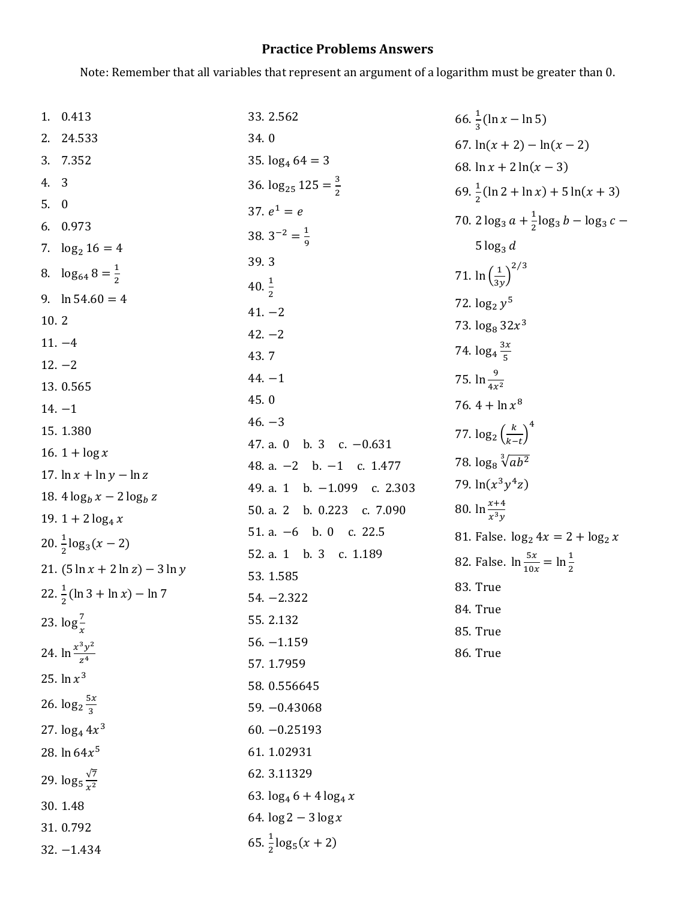# Practice Problems Answers

Note: Remember that all variables that represent an argument of a logarithm must be greater than 0.

1. 0.413
2. 24.533
3. 7.352
4. 3
5. 0
6. 0.973
7. $\log_2 16 = 4$
8. $\log_{64} 8 = \frac{1}{2}$
9. $\ln 54.60 = 4$
10. 2
11. $-4$
12. $-2$
13. 0.565
14. $-1$
15. 1.380
16. $1 + \log x$
17. $\ln x + \ln y - \ln z$
18. $4 \log_b x - 2 \log_b z$
19. $1 + 2 \log_4 x$
20. $\frac{1}{2} \log_3 (x - 2)$
21. $(5 \ln x + 2 \ln z) - 3 \ln y$
22. $\frac{1}{2}(\ln 3 + \ln x) - \ln 7$
23. $\log \frac{7}{x}$
24. $\ln \frac{x^3 y^2}{z^4}$
25. $\ln x^3$
26. $\log_2 \frac{5x}{3}$
27. $\log_4 4x^3$
28. $\ln 64x^5$
29. $\log_5 \frac{\sqrt{7}}{x^2}$
30. 1.48
31. 0.792
32. $-1.434$
33. 2.562
34. 0
35. $\log_4 64 = 3$
36. $\log_{25} 125 = \frac{3}{2}$
37. $e^1 = e$
38. $3^{-2} = \frac{1}{9}$
39. 3
40. $\frac{1}{2}$
41. $-2$
42. $-2$
43. 7
44. $-1$
45. 0
46. $-3$
47. a. 0 b. 3 c. $-0.631$
48. a. $-2$ b. $-1$ c. 1.477
49. a. 1 b. $-1.099$ c. 2.303
50. a. 2 b. 0.223 c. 7.090
51. a. $-6$ b. 0 c. 22.5
52. a. 1 b. 3 c. 1.189
53. 1.585
54. $-2.322$
55. 2.132
56. $-1.159$
57. 1.7959
58. 0.556645
59. $-0.43068$
60. $-0.25193$
61. 1.02931
62. 3.11329
63. $\log_4 6 + 4 \log_4 x$
64. $\log 2 - 3 \log x$
65. $\frac{1}{2} \log_5 (x + 2)$
66. $\frac{1}{3}(\ln x - \ln 5)$
67. $\ln(x + 2) - \ln(x - 2)$
68. $\ln x + 2 \ln(x - 3)$
69. $\frac{1}{2}(\ln 2 + \ln x) + 5 \ln(x + 3)$
70. $2 \log_3 a + \frac{1}{2} \log_3 b - \log_3 c - 5 \log_3 d$
71. $\ln \left(\frac{1}{3y}\right)^{2/3}$
72. $\log_2 y^5$
73. $\log_8 32x^3$
74. $\log_4 \frac{3x}{5}$
75. $\ln \frac{9}{4x^2}$
76. $4 + \ln x^8$
77. $\log_2 \left(\frac{k}{k-t}\right)^4$
78. $\log_8 \sqrt[3]{ab^2}$
79. $\ln(x^3 y^4 z)$
80. $\ln \frac{x+4}{x^3 y}$
81. False. $\log_2 4x = 2 + \log_2 x$
82. False. $\ln \frac{5x}{10x} = \ln \frac{1}{2}$
83. True
84. True
85. True
86. True